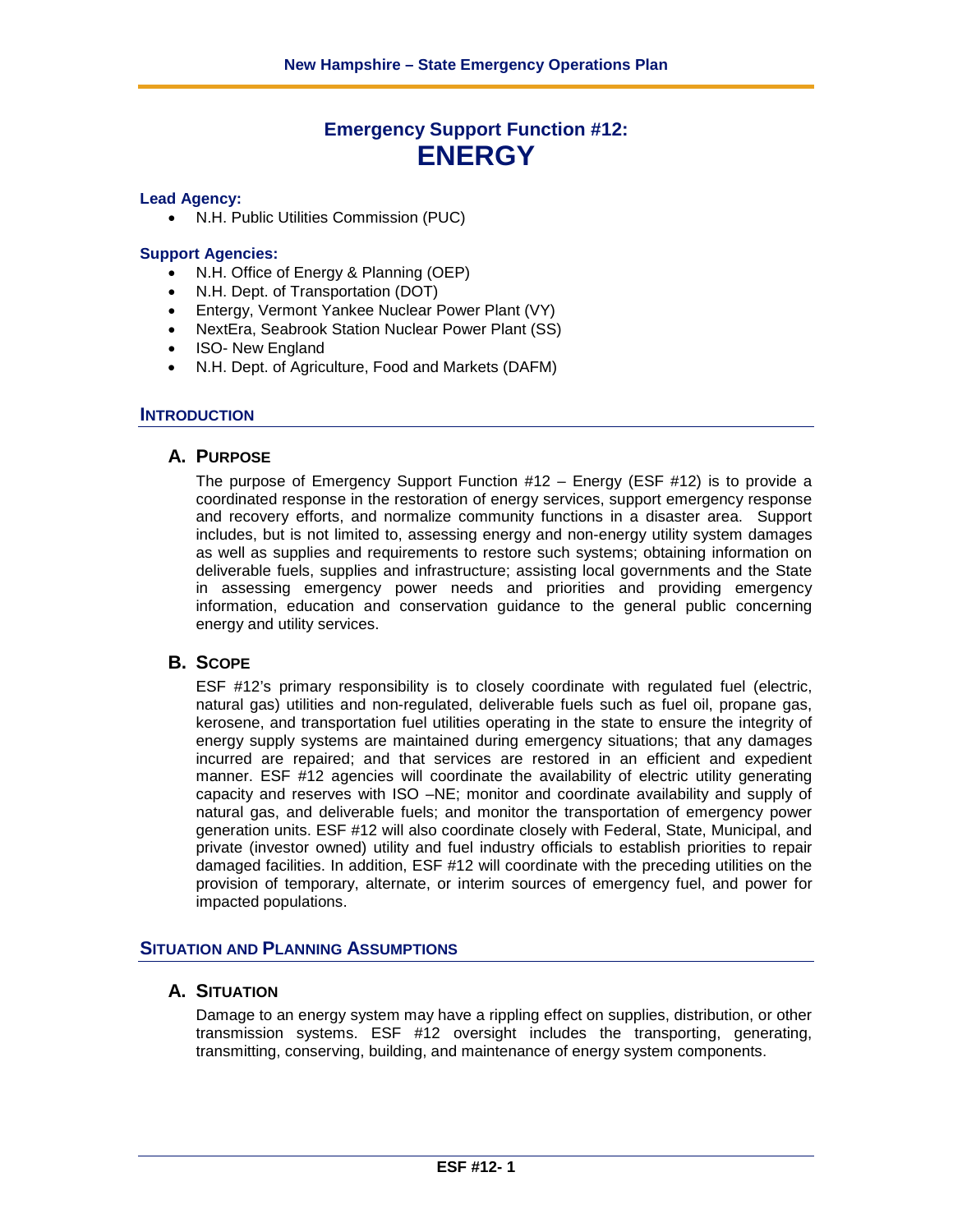# Emergency Support Function #12: ENERGY

**Lead Agency:**

- N.H. Public Utilities Commission (PUC)

**Support Agencies:**

- N.H. Office of Energy & Planning (OEP)
- N.H. Dept. of Transportation (DOT)
- Entergy, Vermont Yankee Nuclear Power Plant (VY)
- NextEra, Seabrook Station Nuclear Power Plant (SS)
- ISO- New England
- N.H. Dept. of Agriculture, Food and Markets (DAFM)

## INTRODUCTION

### A. PURPOSE

The purpose of Emergency Support Function #12 – Energy (ESF #12) is to provide a coordinated response in the restoration of energy services, support emergency response and recovery efforts, and normalize community functions in a disaster area. Support includes, but is not limited to, assessing energy and non-energy utility system damages as well as supplies and requirements to restore such systems; obtaining information on deliverable fuels, supplies and infrastructure; assisting local governments and the State in assessing emergency power needs and priorities and providing emergency information, education and conservation guidance to the general public concerning energy and utility services.

### B. SCOPE

ESF #12's primary responsibility is to closely coordinate with regulated fuel (electric, natural gas) utilities and non-regulated, deliverable fuels such as fuel oil, propane gas, kerosene, and transportation fuel utilities operating in the state to ensure the integrity of energy supply systems are maintained during emergency situations; that any damages incurred are repaired; and that services are restored in an efficient and expedient manner. ESF #12 agencies will coordinate the availability of electric utility generating capacity and reserves with ISO –NE; monitor and coordinate availability and supply of natural gas, and deliverable fuels; and monitor the transportation of emergency power generation units. ESF #12 will also coordinate closely with Federal, State, Municipal, and private (investor owned) utility and fuel industry officials to establish priorities to repair damaged facilities. In addition, ESF #12 will coordinate with the preceding utilities on the provision of temporary, alternate, or interim sources of emergency fuel, and power for impacted populations.

## SITUATION AND PLANNING ASSUMPTIONS

### A. SITUATION

Damage to an energy system may have a rippling effect on supplies, distribution, or other transmission systems. ESF #12 oversight includes the transporting, generating, transmitting, conserving, building, and maintenance of energy system components.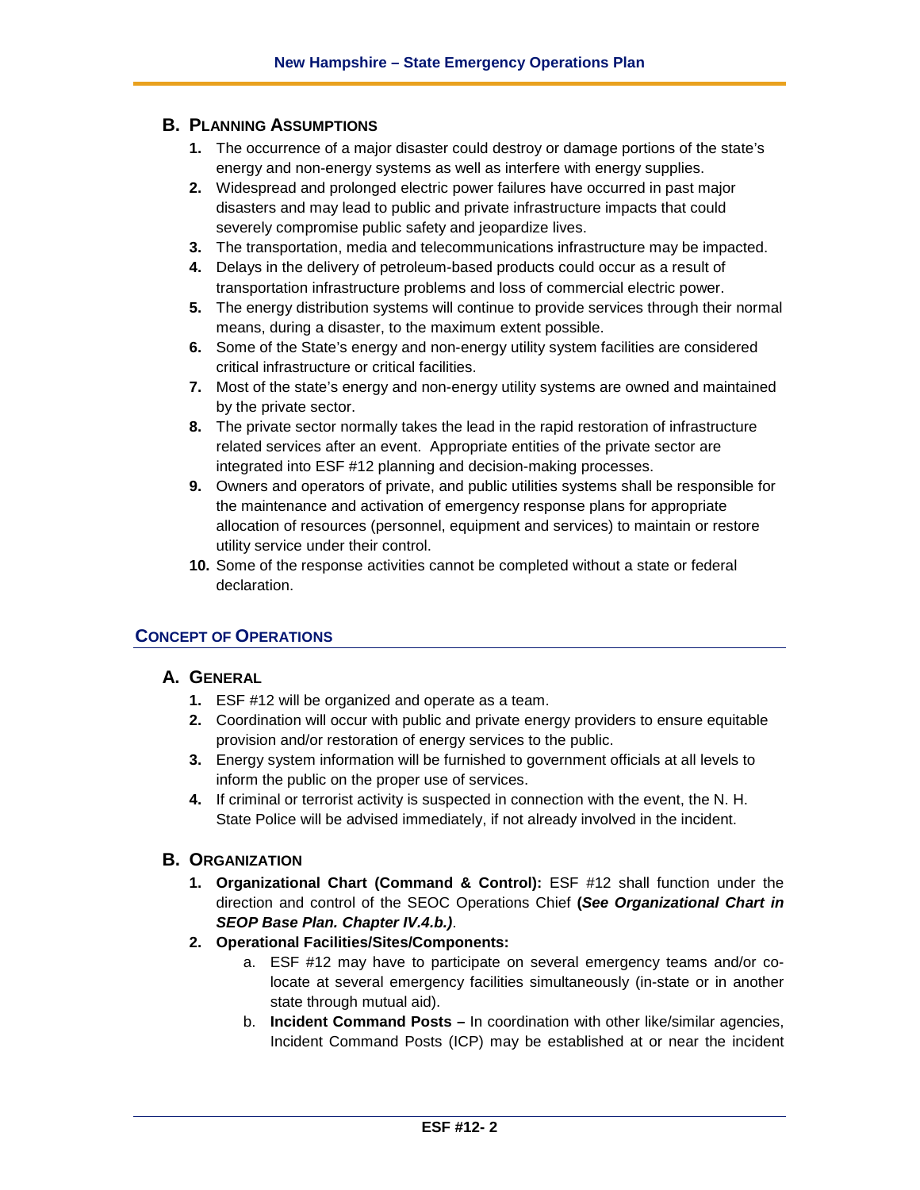### B. Planning Assumptions

1. The occurrence of a major disaster could destroy or damage portions of the state's energy and non-energy systems as well as interfere with energy supplies.
2. Widespread and prolonged electric power failures have occurred in past major disasters and may lead to public and private infrastructure impacts that could severely compromise public safety and jeopardize lives.
3. The transportation, media and telecommunications infrastructure may be impacted.
4. Delays in the delivery of petroleum-based products could occur as a result of transportation infrastructure problems and loss of commercial electric power.
5. The energy distribution systems will continue to provide services through their normal means, during a disaster, to the maximum extent possible.
6. Some of the State's energy and non-energy utility system facilities are considered critical infrastructure or critical facilities.
7. Most of the state's energy and non-energy utility systems are owned and maintained by the private sector.
8. The private sector normally takes the lead in the rapid restoration of infrastructure related services after an event. Appropriate entities of the private sector are integrated into ESF #12 planning and decision-making processes.
9. Owners and operators of private, and public utilities systems shall be responsible for the maintenance and activation of emergency response plans for appropriate allocation of resources (personnel, equipment and services) to maintain or restore utility service under their control.
10. Some of the response activities cannot be completed without a state or federal declaration.

## Concept of Operations

### A. General

1. ESF #12 will be organized and operate as a team.
2. Coordination will occur with public and private energy providers to ensure equitable provision and/or restoration of energy services to the public.
3. Energy system information will be furnished to government officials at all levels to inform the public on the proper use of services.
4. If criminal or terrorist activity is suspected in connection with the event, the N. H. State Police will be advised immediately, if not already involved in the incident.

### B. Organization

1. **Organizational Chart (Command & Control):** ESF #12 shall function under the direction and control of the SEOC Operations Chief **(*See Organizational Chart in SEOP Base Plan. Chapter IV.4.b.)***.
2. **Operational Facilities/Sites/Components:**
   a. ESF #12 may have to participate on several emergency teams and/or co-locate at several emergency facilities simultaneously (in-state or in another state through mutual aid).
   b. **Incident Command Posts –** In coordination with other like/similar agencies, Incident Command Posts (ICP) may be established at or near the incident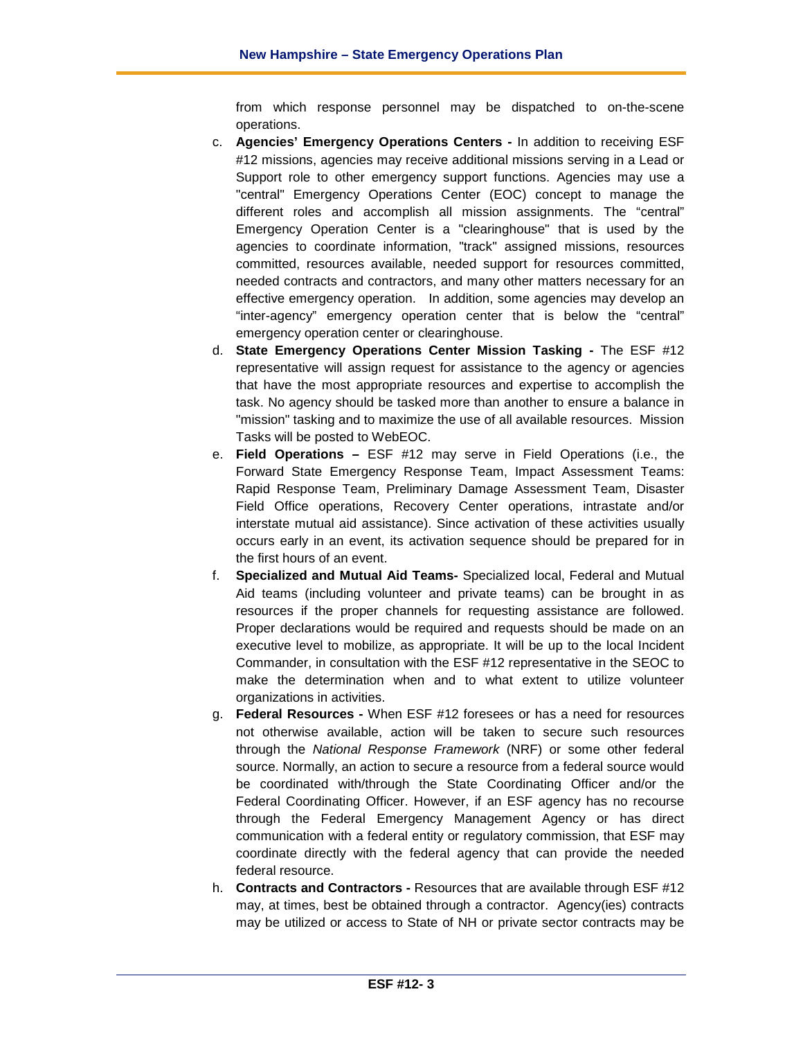from which response personnel may be dispatched to on-the-scene operations.

c. **Agencies' Emergency Operations Centers -** In addition to receiving ESF #12 missions, agencies may receive additional missions serving in a Lead or Support role to other emergency support functions. Agencies may use a "central" Emergency Operations Center (EOC) concept to manage the different roles and accomplish all mission assignments. The "central" Emergency Operation Center is a "clearinghouse" that is used by the agencies to coordinate information, "track" assigned missions, resources committed, resources available, needed support for resources committed, needed contracts and contractors, and many other matters necessary for an effective emergency operation. In addition, some agencies may develop an "inter-agency" emergency operation center that is below the "central" emergency operation center or clearinghouse.

d. **State Emergency Operations Center Mission Tasking -** The ESF #12 representative will assign request for assistance to the agency or agencies that have the most appropriate resources and expertise to accomplish the task. No agency should be tasked more than another to ensure a balance in "mission" tasking and to maximize the use of all available resources. Mission Tasks will be posted to WebEOC.

e. **Field Operations –** ESF #12 may serve in Field Operations (i.e., the Forward State Emergency Response Team, Impact Assessment Teams: Rapid Response Team, Preliminary Damage Assessment Team, Disaster Field Office operations, Recovery Center operations, intrastate and/or interstate mutual aid assistance). Since activation of these activities usually occurs early in an event, its activation sequence should be prepared for in the first hours of an event.

f. **Specialized and Mutual Aid Teams-** Specialized local, Federal and Mutual Aid teams (including volunteer and private teams) can be brought in as resources if the proper channels for requesting assistance are followed. Proper declarations would be required and requests should be made on an executive level to mobilize, as appropriate. It will be up to the local Incident Commander, in consultation with the ESF #12 representative in the SEOC to make the determination when and to what extent to utilize volunteer organizations in activities.

g. **Federal Resources -** When ESF #12 foresees or has a need for resources not otherwise available, action will be taken to secure such resources through the *National Response Framework* (NRF) or some other federal source. Normally, an action to secure a resource from a federal source would be coordinated with/through the State Coordinating Officer and/or the Federal Coordinating Officer. However, if an ESF agency has no recourse through the Federal Emergency Management Agency or has direct communication with a federal entity or regulatory commission, that ESF may coordinate directly with the federal agency that can provide the needed federal resource.

h. **Contracts and Contractors -** Resources that are available through ESF #12 may, at times, best be obtained through a contractor. Agency(ies) contracts may be utilized or access to State of NH or private sector contracts may be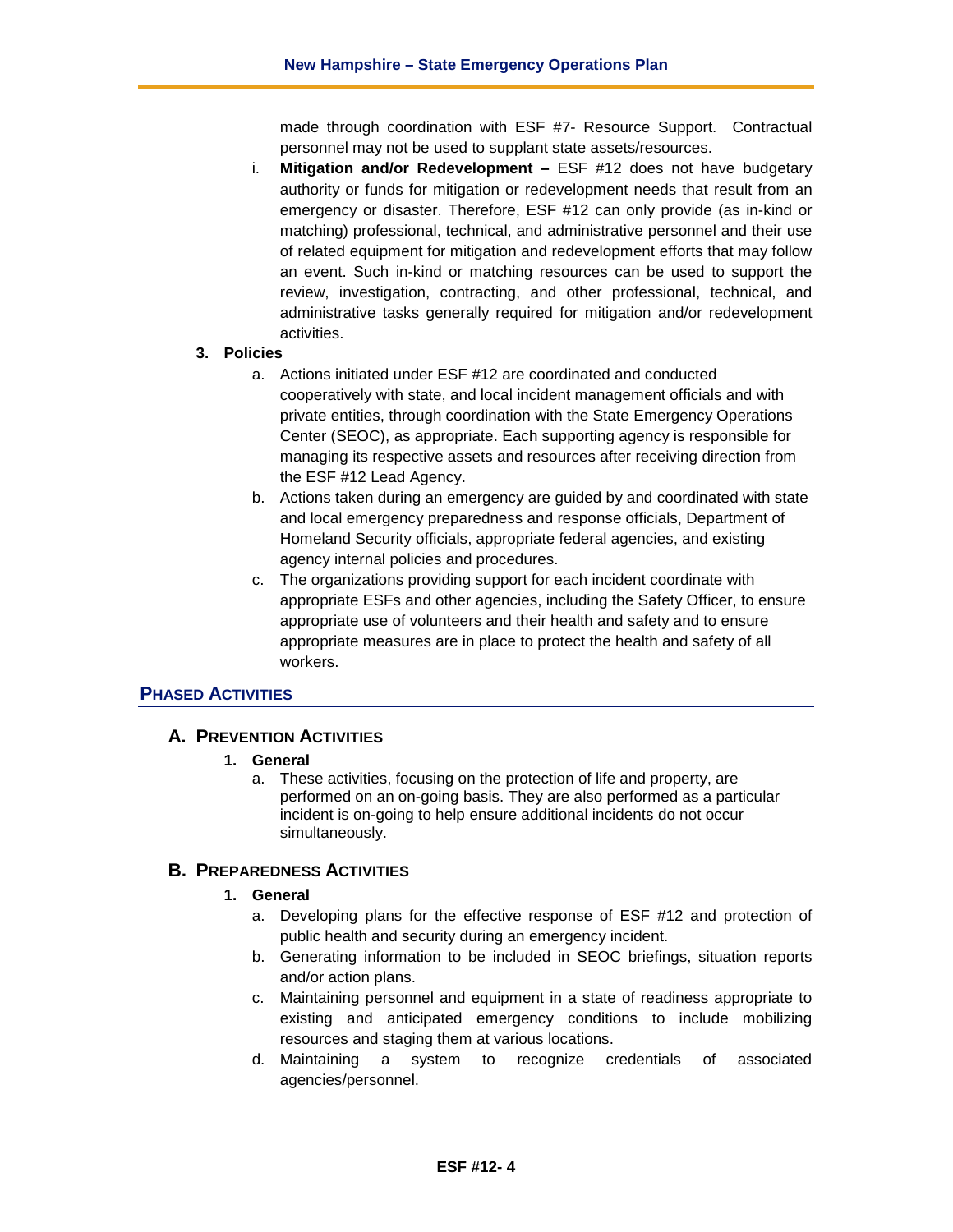made through coordination with ESF #7- Resource Support. Contractual personnel may not be used to supplant state assets/resources.

i. **Mitigation and/or Redevelopment –** ESF #12 does not have budgetary authority or funds for mitigation or redevelopment needs that result from an emergency or disaster. Therefore, ESF #12 can only provide (as in-kind or matching) professional, technical, and administrative personnel and their use of related equipment for mitigation and redevelopment efforts that may follow an event. Such in-kind or matching resources can be used to support the review, investigation, contracting, and other professional, technical, and administrative tasks generally required for mitigation and/or redevelopment activities.

**3. Policies**

a. Actions initiated under ESF #12 are coordinated and conducted cooperatively with state, and local incident management officials and with private entities, through coordination with the State Emergency Operations Center (SEOC), as appropriate. Each supporting agency is responsible for managing its respective assets and resources after receiving direction from the ESF #12 Lead Agency.

b. Actions taken during an emergency are guided by and coordinated with state and local emergency preparedness and response officials, Department of Homeland Security officials, appropriate federal agencies, and existing agency internal policies and procedures.

c. The organizations providing support for each incident coordinate with appropriate ESFs and other agencies, including the Safety Officer, to ensure appropriate use of volunteers and their health and safety and to ensure appropriate measures are in place to protect the health and safety of all workers.

## Phased Activities

### A. Prevention Activities

**1. General**

a. These activities, focusing on the protection of life and property, are performed on an on-going basis. They are also performed as a particular incident is on-going to help ensure additional incidents do not occur simultaneously.

### B. Preparedness Activities

**1. General**

a. Developing plans for the effective response of ESF #12 and protection of public health and security during an emergency incident.

b. Generating information to be included in SEOC briefings, situation reports and/or action plans.

c. Maintaining personnel and equipment in a state of readiness appropriate to existing and anticipated emergency conditions to include mobilizing resources and staging them at various locations.

d. Maintaining a system to recognize credentials of associated agencies/personnel.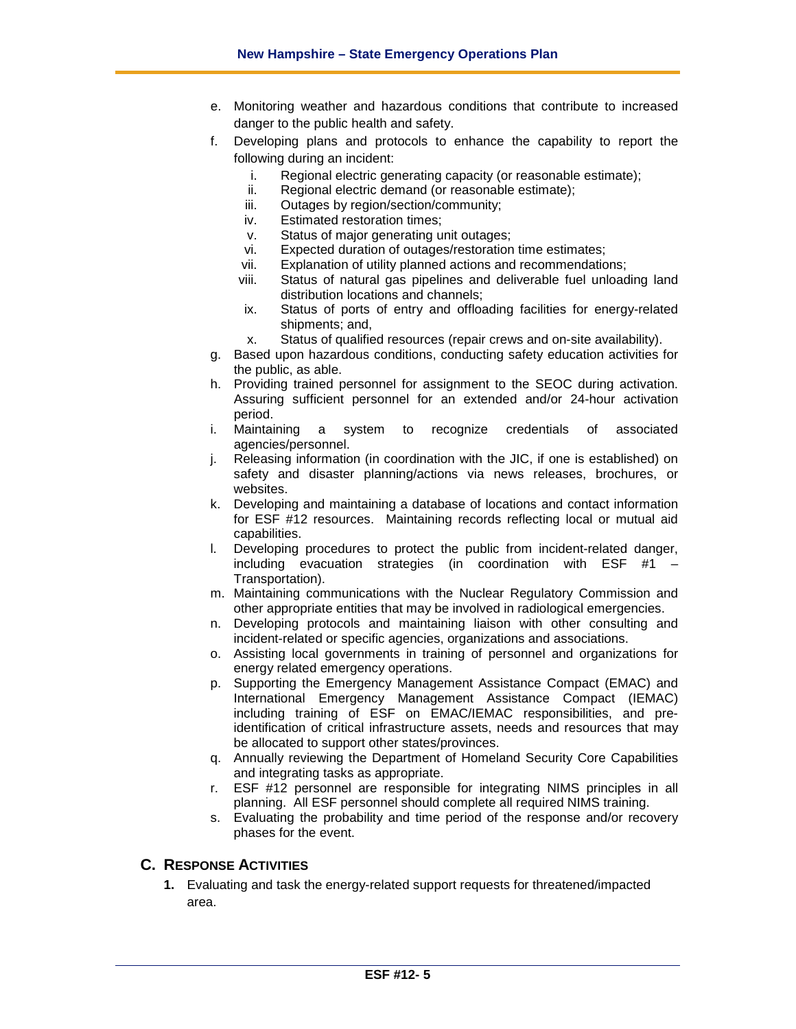e. Monitoring weather and hazardous conditions that contribute to increased danger to the public health and safety.
f. Developing plans and protocols to enhance the capability to report the following during an incident:
   i. Regional electric generating capacity (or reasonable estimate);
   ii. Regional electric demand (or reasonable estimate);
   iii. Outages by region/section/community;
   iv. Estimated restoration times;
   v. Status of major generating unit outages;
   vi. Expected duration of outages/restoration time estimates;
   vii. Explanation of utility planned actions and recommendations;
   viii. Status of natural gas pipelines and deliverable fuel unloading land distribution locations and channels;
   ix. Status of ports of entry and offloading facilities for energy-related shipments; and,
   x. Status of qualified resources (repair crews and on-site availability).
g. Based upon hazardous conditions, conducting safety education activities for the public, as able.
h. Providing trained personnel for assignment to the SEOC during activation. Assuring sufficient personnel for an extended and/or 24-hour activation period.
i. Maintaining a system to recognize credentials of associated agencies/personnel.
j. Releasing information (in coordination with the JIC, if one is established) on safety and disaster planning/actions via news releases, brochures, or websites.
k. Developing and maintaining a database of locations and contact information for ESF #12 resources. Maintaining records reflecting local or mutual aid capabilities.
l. Developing procedures to protect the public from incident-related danger, including evacuation strategies (in coordination with ESF #1 – Transportation).
m. Maintaining communications with the Nuclear Regulatory Commission and other appropriate entities that may be involved in radiological emergencies.
n. Developing protocols and maintaining liaison with other consulting and incident-related or specific agencies, organizations and associations.
o. Assisting local governments in training of personnel and organizations for energy related emergency operations.
p. Supporting the Emergency Management Assistance Compact (EMAC) and International Emergency Management Assistance Compact (IEMAC) including training of ESF on EMAC/IEMAC responsibilities, and pre-identification of critical infrastructure assets, needs and resources that may be allocated to support other states/provinces.
q. Annually reviewing the Department of Homeland Security Core Capabilities and integrating tasks as appropriate.
r. ESF #12 personnel are responsible for integrating NIMS principles in all planning. All ESF personnel should complete all required NIMS training.
s. Evaluating the probability and time period of the response and/or recovery phases for the event.

## C. Response Activities

1. Evaluating and task the energy-related support requests for threatened/impacted area.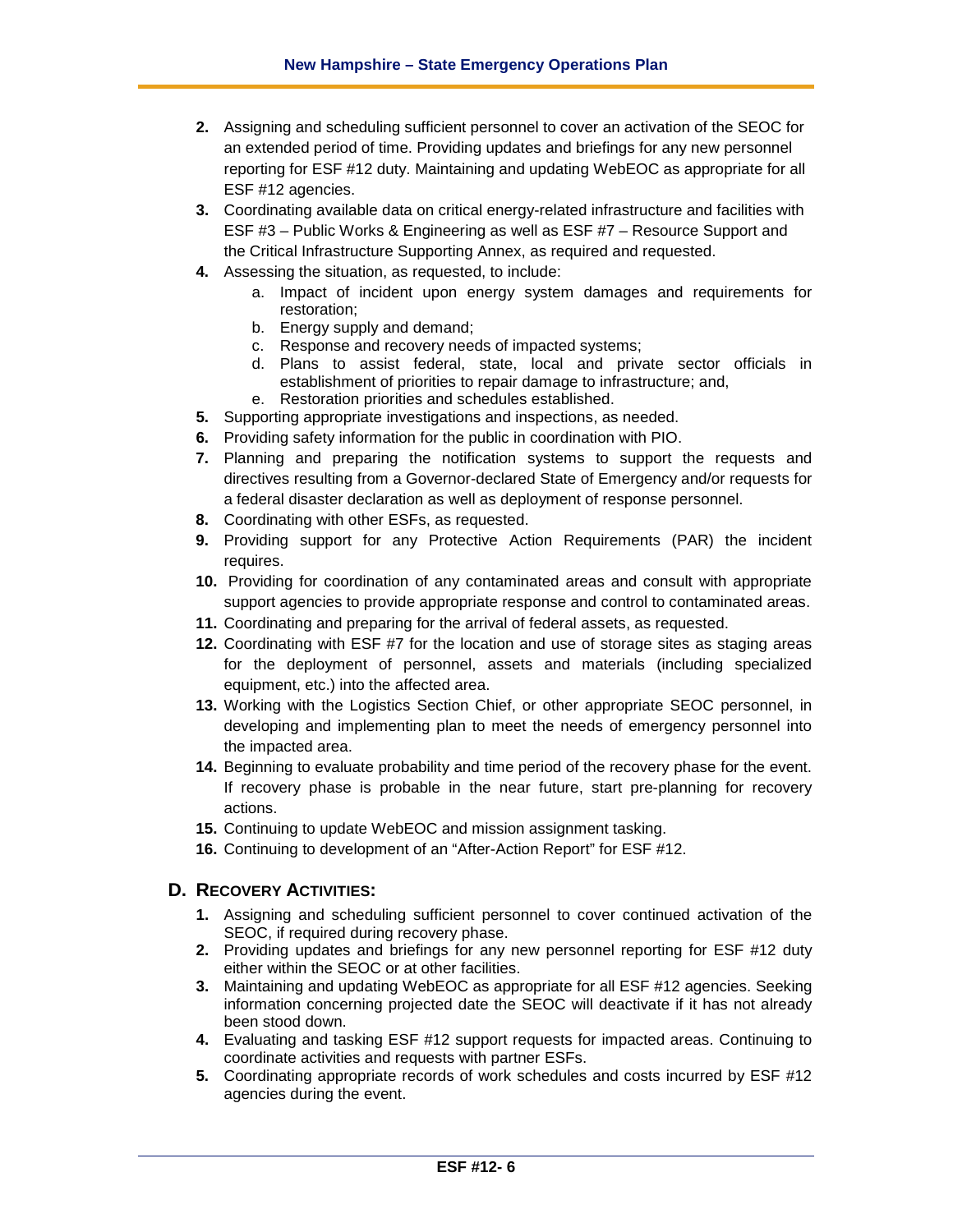2. Assigning and scheduling sufficient personnel to cover an activation of the SEOC for an extended period of time. Providing updates and briefings for any new personnel reporting for ESF #12 duty. Maintaining and updating WebEOC as appropriate for all ESF #12 agencies.
3. Coordinating available data on critical energy-related infrastructure and facilities with ESF #3 – Public Works & Engineering as well as ESF #7 – Resource Support and the Critical Infrastructure Supporting Annex, as required and requested.
4. Assessing the situation, as requested, to include:
   a. Impact of incident upon energy system damages and requirements for restoration;
   b. Energy supply and demand;
   c. Response and recovery needs of impacted systems;
   d. Plans to assist federal, state, local and private sector officials in establishment of priorities to repair damage to infrastructure; and,
   e. Restoration priorities and schedules established.
5. Supporting appropriate investigations and inspections, as needed.
6. Providing safety information for the public in coordination with PIO.
7. Planning and preparing the notification systems to support the requests and directives resulting from a Governor-declared State of Emergency and/or requests for a federal disaster declaration as well as deployment of response personnel.
8. Coordinating with other ESFs, as requested.
9. Providing support for any Protective Action Requirements (PAR) the incident requires.
10. Providing for coordination of any contaminated areas and consult with appropriate support agencies to provide appropriate response and control to contaminated areas.
11. Coordinating and preparing for the arrival of federal assets, as requested.
12. Coordinating with ESF #7 for the location and use of storage sites as staging areas for the deployment of personnel, assets and materials (including specialized equipment, etc.) into the affected area.
13. Working with the Logistics Section Chief, or other appropriate SEOC personnel, in developing and implementing plan to meet the needs of emergency personnel into the impacted area.
14. Beginning to evaluate probability and time period of the recovery phase for the event. If recovery phase is probable in the near future, start pre-planning for recovery actions.
15. Continuing to update WebEOC and mission assignment tasking.
16. Continuing to development of an "After-Action Report" for ESF #12.

## D. Recovery Activities:

1. Assigning and scheduling sufficient personnel to cover continued activation of the SEOC, if required during recovery phase.
2. Providing updates and briefings for any new personnel reporting for ESF #12 duty either within the SEOC or at other facilities.
3. Maintaining and updating WebEOC as appropriate for all ESF #12 agencies. Seeking information concerning projected date the SEOC will deactivate if it has not already been stood down.
4. Evaluating and tasking ESF #12 support requests for impacted areas. Continuing to coordinate activities and requests with partner ESFs.
5. Coordinating appropriate records of work schedules and costs incurred by ESF #12 agencies during the event.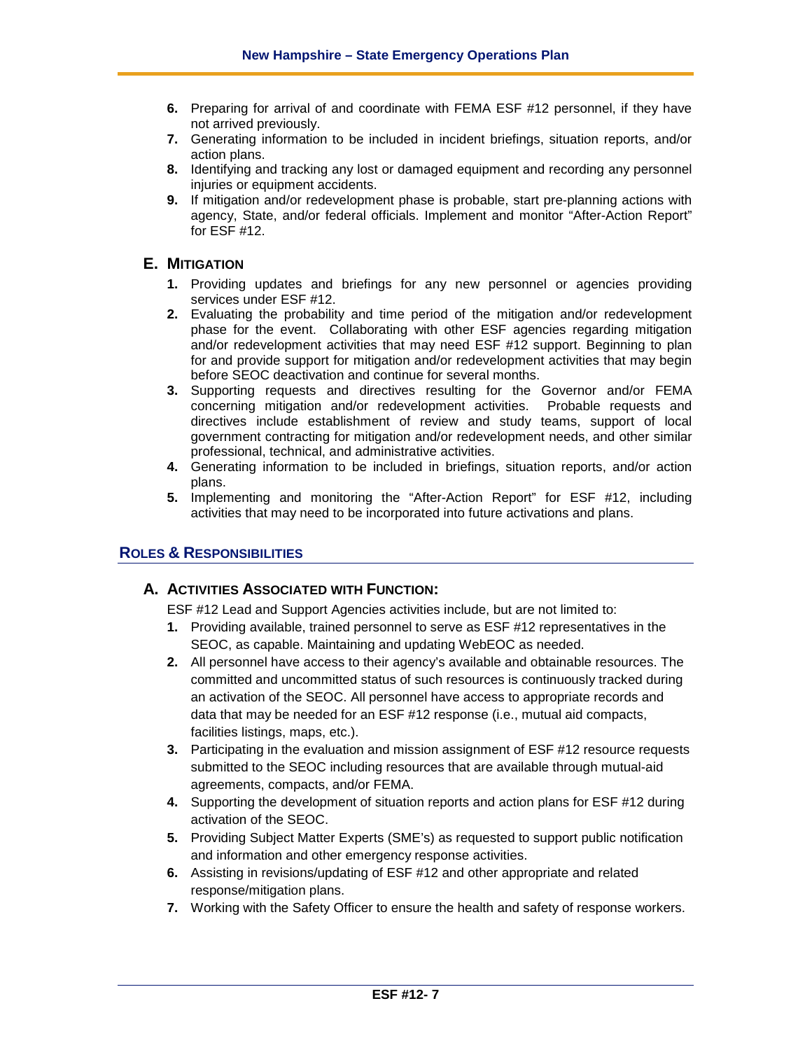6. Preparing for arrival of and coordinate with FEMA ESF #12 personnel, if they have not arrived previously.
7. Generating information to be included in incident briefings, situation reports, and/or action plans.
8. Identifying and tracking any lost or damaged equipment and recording any personnel injuries or equipment accidents.
9. If mitigation and/or redevelopment phase is probable, start pre-planning actions with agency, State, and/or federal officials. Implement and monitor "After-Action Report" for ESF #12.

### E. Mitigation

1. Providing updates and briefings for any new personnel or agencies providing services under ESF #12.
2. Evaluating the probability and time period of the mitigation and/or redevelopment phase for the event. Collaborating with other ESF agencies regarding mitigation and/or redevelopment activities that may need ESF #12 support. Beginning to plan for and provide support for mitigation and/or redevelopment activities that may begin before SEOC deactivation and continue for several months.
3. Supporting requests and directives resulting for the Governor and/or FEMA concerning mitigation and/or redevelopment activities. Probable requests and directives include establishment of review and study teams, support of local government contracting for mitigation and/or redevelopment needs, and other similar professional, technical, and administrative activities.
4. Generating information to be included in briefings, situation reports, and/or action plans.
5. Implementing and monitoring the "After-Action Report" for ESF #12, including activities that may need to be incorporated into future activations and plans.

## Roles & Responsibilities

### A. Activities Associated with Function:

ESF #12 Lead and Support Agencies activities include, but are not limited to:

1. Providing available, trained personnel to serve as ESF #12 representatives in the SEOC, as capable. Maintaining and updating WebEOC as needed.
2. All personnel have access to their agency's available and obtainable resources. The committed and uncommitted status of such resources is continuously tracked during an activation of the SEOC. All personnel have access to appropriate records and data that may be needed for an ESF #12 response (i.e., mutual aid compacts, facilities listings, maps, etc.).
3. Participating in the evaluation and mission assignment of ESF #12 resource requests submitted to the SEOC including resources that are available through mutual-aid agreements, compacts, and/or FEMA.
4. Supporting the development of situation reports and action plans for ESF #12 during activation of the SEOC.
5. Providing Subject Matter Experts (SME's) as requested to support public notification and information and other emergency response activities.
6. Assisting in revisions/updating of ESF #12 and other appropriate and related response/mitigation plans.
7. Working with the Safety Officer to ensure the health and safety of response workers.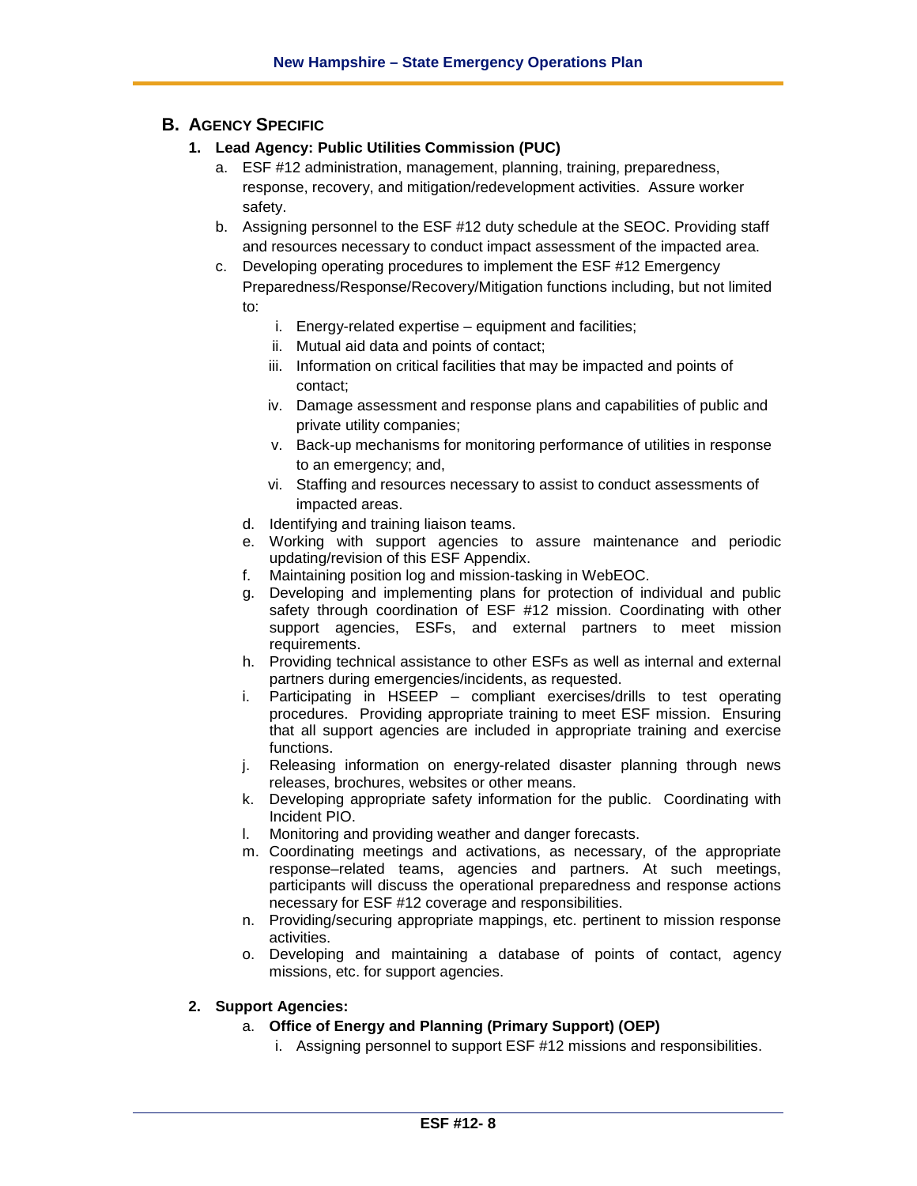## B. Agency Specific

### 1. Lead Agency: Public Utilities Commission (PUC)

a. ESF #12 administration, management, planning, training, preparedness, response, recovery, and mitigation/redevelopment activities. Assure worker safety.

b. Assigning personnel to the ESF #12 duty schedule at the SEOC. Providing staff and resources necessary to conduct impact assessment of the impacted area.

c. Developing operating procedures to implement the ESF #12 Emergency Preparedness/Response/Recovery/Mitigation functions including, but not limited to:

   i. Energy-related expertise – equipment and facilities;
   ii. Mutual aid data and points of contact;
   iii. Information on critical facilities that may be impacted and points of contact;
   iv. Damage assessment and response plans and capabilities of public and private utility companies;
   v. Back-up mechanisms for monitoring performance of utilities in response to an emergency; and,
   vi. Staffing and resources necessary to assist to conduct assessments of impacted areas.

d. Identifying and training liaison teams.

e. Working with support agencies to assure maintenance and periodic updating/revision of this ESF Appendix.

f. Maintaining position log and mission-tasking in WebEOC.

g. Developing and implementing plans for protection of individual and public safety through coordination of ESF #12 mission. Coordinating with other support agencies, ESFs, and external partners to meet mission requirements.

h. Providing technical assistance to other ESFs as well as internal and external partners during emergencies/incidents, as requested.

i. Participating in HSEEP – compliant exercises/drills to test operating procedures. Providing appropriate training to meet ESF mission. Ensuring that all support agencies are included in appropriate training and exercise functions.

j. Releasing information on energy-related disaster planning through news releases, brochures, websites or other means.

k. Developing appropriate safety information for the public. Coordinating with Incident PIO.

l. Monitoring and providing weather and danger forecasts.

m. Coordinating meetings and activations, as necessary, of the appropriate response–related teams, agencies and partners. At such meetings, participants will discuss the operational preparedness and response actions necessary for ESF #12 coverage and responsibilities.

n. Providing/securing appropriate mappings, etc. pertinent to mission response activities.

o. Developing and maintaining a database of points of contact, agency missions, etc. for support agencies.

### 2. Support Agencies:

a. **Office of Energy and Planning (Primary Support) (OEP)**

   i. Assigning personnel to support ESF #12 missions and responsibilities.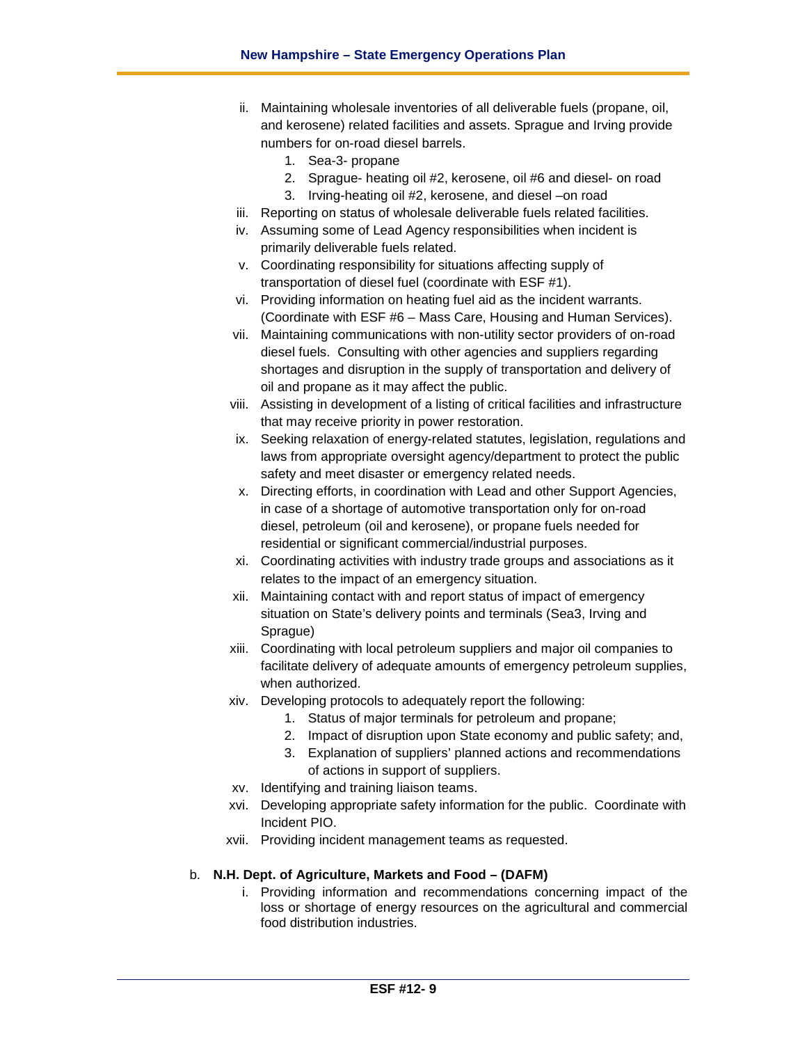ii. Maintaining wholesale inventories of all deliverable fuels (propane, oil, and kerosene) related facilities and assets. Sprague and Irving provide numbers for on-road diesel barrels.
   1. Sea-3- propane
   2. Sprague- heating oil #2, kerosene, oil #6 and diesel- on road
   3. Irving-heating oil #2, kerosene, and diesel –on road

iii. Reporting on status of wholesale deliverable fuels related facilities.

iv. Assuming some of Lead Agency responsibilities when incident is primarily deliverable fuels related.

v. Coordinating responsibility for situations affecting supply of transportation of diesel fuel (coordinate with ESF #1).

vi. Providing information on heating fuel aid as the incident warrants. (Coordinate with ESF #6 – Mass Care, Housing and Human Services).

vii. Maintaining communications with non-utility sector providers of on-road diesel fuels. Consulting with other agencies and suppliers regarding shortages and disruption in the supply of transportation and delivery of oil and propane as it may affect the public.

viii. Assisting in development of a listing of critical facilities and infrastructure that may receive priority in power restoration.

ix. Seeking relaxation of energy-related statutes, legislation, regulations and laws from appropriate oversight agency/department to protect the public safety and meet disaster or emergency related needs.

x. Directing efforts, in coordination with Lead and other Support Agencies, in case of a shortage of automotive transportation only for on-road diesel, petroleum (oil and kerosene), or propane fuels needed for residential or significant commercial/industrial purposes.

xi. Coordinating activities with industry trade groups and associations as it relates to the impact of an emergency situation.

xii. Maintaining contact with and report status of impact of emergency situation on State's delivery points and terminals (Sea3, Irving and Sprague)

xiii. Coordinating with local petroleum suppliers and major oil companies to facilitate delivery of adequate amounts of emergency petroleum supplies, when authorized.

xiv. Developing protocols to adequately report the following:
   1. Status of major terminals for petroleum and propane;
   2. Impact of disruption upon State economy and public safety; and,
   3. Explanation of suppliers' planned actions and recommendations of actions in support of suppliers.

xv. Identifying and training liaison teams.

xvi. Developing appropriate safety information for the public. Coordinate with Incident PIO.

xvii. Providing incident management teams as requested.

b. **N.H. Dept. of Agriculture, Markets and Food – (DAFM)**

   i. Providing information and recommendations concerning impact of the loss or shortage of energy resources on the agricultural and commercial food distribution industries.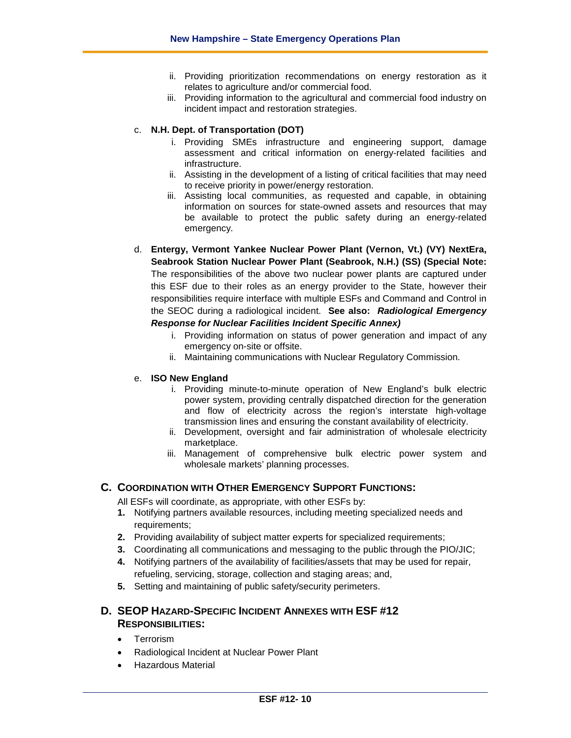ii. Providing prioritization recommendations on energy restoration as it relates to agriculture and/or commercial food.
iii. Providing information to the agricultural and commercial food industry on incident impact and restoration strategies.

c. **N.H. Dept. of Transportation (DOT)**
   i. Providing SMEs infrastructure and engineering support, damage assessment and critical information on energy-related facilities and infrastructure.
   ii. Assisting in the development of a listing of critical facilities that may need to receive priority in power/energy restoration.
   iii. Assisting local communities, as requested and capable, in obtaining information on sources for state-owned assets and resources that may be available to protect the public safety during an energy-related emergency.

d. **Entergy, Vermont Yankee Nuclear Power Plant (Vernon, Vt.) (VY) NextEra, Seabrook Station Nuclear Power Plant (Seabrook, N.H.) (SS) (Special Note:** The responsibilities of the above two nuclear power plants are captured under this ESF due to their roles as an energy provider to the State, however their responsibilities require interface with multiple ESFs and Command and Control in the SEOC during a radiological incident. **See also:** ***Radiological Emergency Response for Nuclear Facilities Incident Specific Annex)***
   i. Providing information on status of power generation and impact of any emergency on-site or offsite.
   ii. Maintaining communications with Nuclear Regulatory Commission.

e. **ISO New England**
   i. Providing minute-to-minute operation of New England's bulk electric power system, providing centrally dispatched direction for the generation and flow of electricity across the region's interstate high-voltage transmission lines and ensuring the constant availability of electricity.
   ii. Development, oversight and fair administration of wholesale electricity marketplace.
   iii. Management of comprehensive bulk electric power system and wholesale markets' planning processes.

## C. Coordination with Other Emergency Support Functions:

All ESFs will coordinate, as appropriate, with other ESFs by:

1. Notifying partners available resources, including meeting specialized needs and requirements;
2. Providing availability of subject matter experts for specialized requirements;
3. Coordinating all communications and messaging to the public through the PIO/JIC;
4. Notifying partners of the availability of facilities/assets that may be used for repair, refueling, servicing, storage, collection and staging areas; and,
5. Setting and maintaining of public safety/security perimeters.

## D. SEOP Hazard-Specific Incident Annexes with ESF #12 Responsibilities:

- Terrorism
- Radiological Incident at Nuclear Power Plant
- Hazardous Material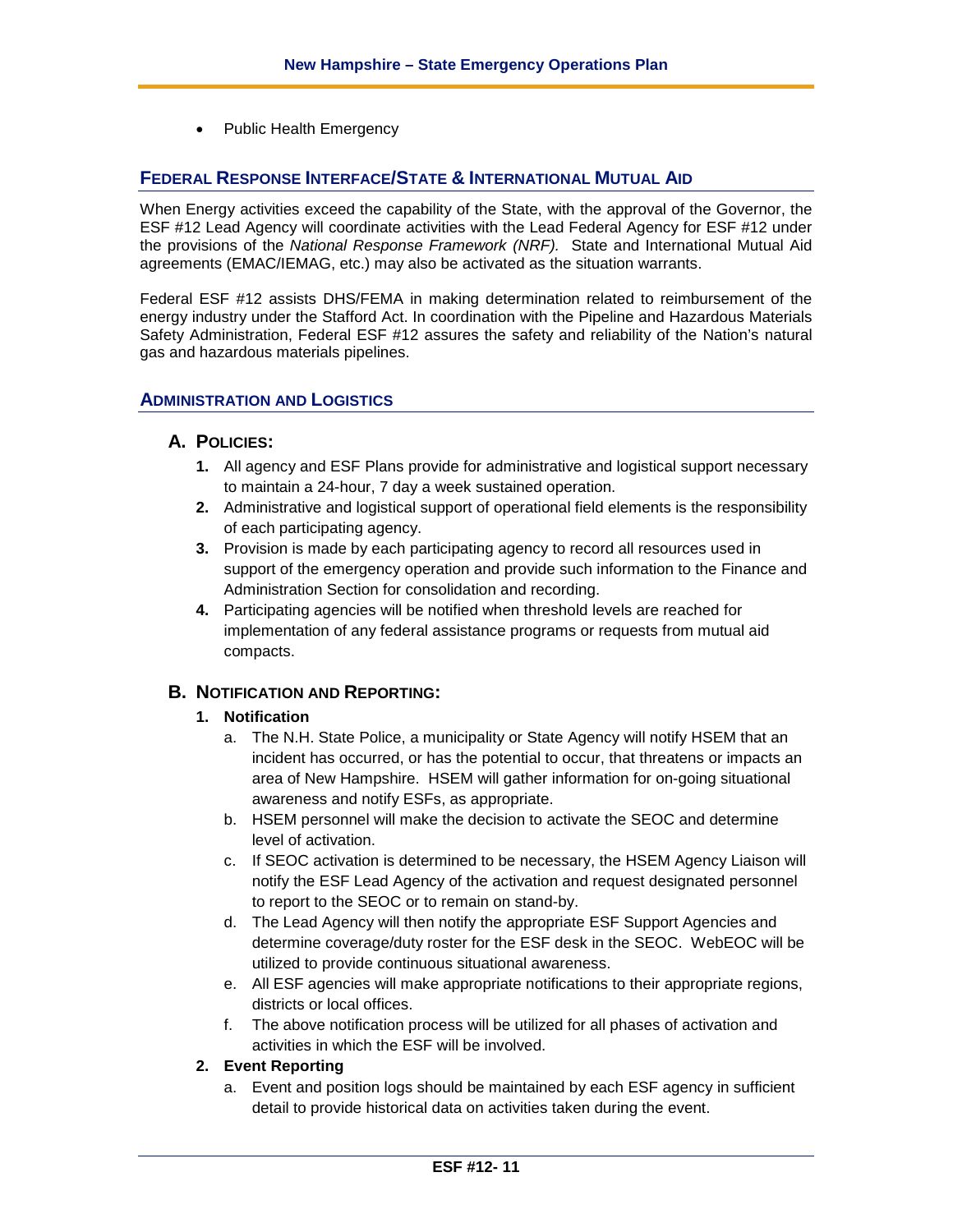- Public Health Emergency

## Federal Response Interface/State & International Mutual Aid

When Energy activities exceed the capability of the State, with the approval of the Governor, the ESF #12 Lead Agency will coordinate activities with the Lead Federal Agency for ESF #12 under the provisions of the *National Response Framework (NRF).* State and International Mutual Aid agreements (EMAC/IEMAG, etc.) may also be activated as the situation warrants.

Federal ESF #12 assists DHS/FEMA in making determination related to reimbursement of the energy industry under the Stafford Act. In coordination with the Pipeline and Hazardous Materials Safety Administration, Federal ESF #12 assures the safety and reliability of the Nation's natural gas and hazardous materials pipelines.

## Administration and Logistics

### A. Policies:

1. All agency and ESF Plans provide for administrative and logistical support necessary to maintain a 24-hour, 7 day a week sustained operation.
2. Administrative and logistical support of operational field elements is the responsibility of each participating agency.
3. Provision is made by each participating agency to record all resources used in support of the emergency operation and provide such information to the Finance and Administration Section for consolidation and recording.
4. Participating agencies will be notified when threshold levels are reached for implementation of any federal assistance programs or requests from mutual aid compacts.

### B. Notification and Reporting:

1. **Notification**
   a. The N.H. State Police, a municipality or State Agency will notify HSEM that an incident has occurred, or has the potential to occur, that threatens or impacts an area of New Hampshire. HSEM will gather information for on-going situational awareness and notify ESFs, as appropriate.
   b. HSEM personnel will make the decision to activate the SEOC and determine level of activation.
   c. If SEOC activation is determined to be necessary, the HSEM Agency Liaison will notify the ESF Lead Agency of the activation and request designated personnel to report to the SEOC or to remain on stand-by.
   d. The Lead Agency will then notify the appropriate ESF Support Agencies and determine coverage/duty roster for the ESF desk in the SEOC. WebEOC will be utilized to provide continuous situational awareness.
   e. All ESF agencies will make appropriate notifications to their appropriate regions, districts or local offices.
   f. The above notification process will be utilized for all phases of activation and activities in which the ESF will be involved.
2. **Event Reporting**
   a. Event and position logs should be maintained by each ESF agency in sufficient detail to provide historical data on activities taken during the event.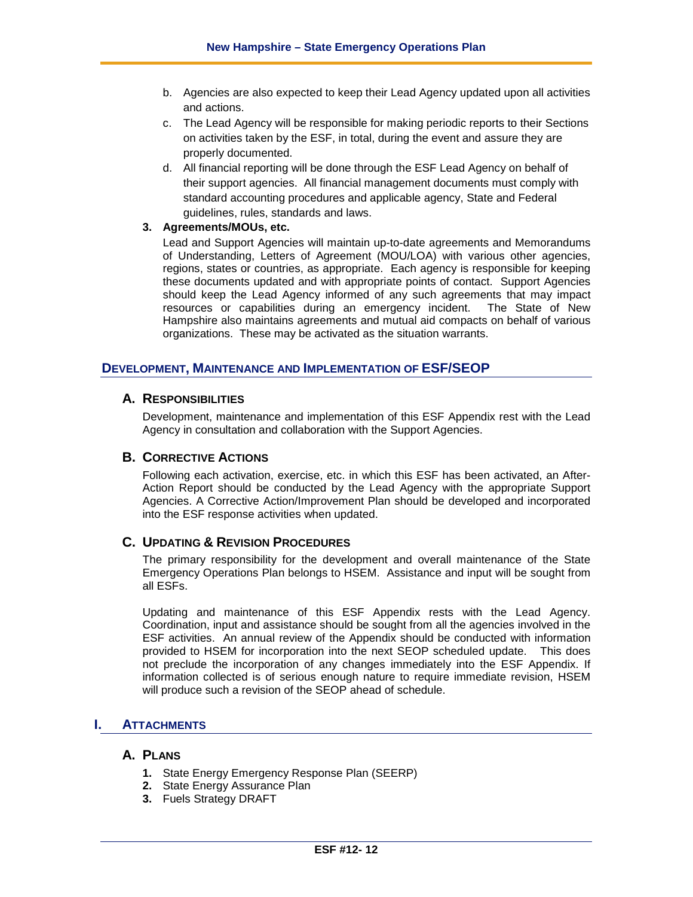b. Agencies are also expected to keep their Lead Agency updated upon all activities and actions.

c. The Lead Agency will be responsible for making periodic reports to their Sections on activities taken by the ESF, in total, during the event and assure they are properly documented.

d. All financial reporting will be done through the ESF Lead Agency on behalf of their support agencies. All financial management documents must comply with standard accounting procedures and applicable agency, State and Federal guidelines, rules, standards and laws.

**3. Agreements/MOUs, etc.**

Lead and Support Agencies will maintain up-to-date agreements and Memorandums of Understanding, Letters of Agreement (MOU/LOA) with various other agencies, regions, states or countries, as appropriate. Each agency is responsible for keeping these documents updated and with appropriate points of contact. Support Agencies should keep the Lead Agency informed of any such agreements that may impact resources or capabilities during an emergency incident. The State of New Hampshire also maintains agreements and mutual aid compacts on behalf of various organizations. These may be activated as the situation warrants.

## DEVELOPMENT, MAINTENANCE AND IMPLEMENTATION OF ESF/SEOP

### A. RESPONSIBILITIES

Development, maintenance and implementation of this ESF Appendix rest with the Lead Agency in consultation and collaboration with the Support Agencies.

### B. CORRECTIVE ACTIONS

Following each activation, exercise, etc. in which this ESF has been activated, an After-Action Report should be conducted by the Lead Agency with the appropriate Support Agencies. A Corrective Action/Improvement Plan should be developed and incorporated into the ESF response activities when updated.

### C. UPDATING & REVISION PROCEDURES

The primary responsibility for the development and overall maintenance of the State Emergency Operations Plan belongs to HSEM. Assistance and input will be sought from all ESFs.

Updating and maintenance of this ESF Appendix rests with the Lead Agency. Coordination, input and assistance should be sought from all the agencies involved in the ESF activities. An annual review of the Appendix should be conducted with information provided to HSEM for incorporation into the next SEOP scheduled update. This does not preclude the incorporation of any changes immediately into the ESF Appendix. If information collected is of serious enough nature to require immediate revision, HSEM will produce such a revision of the SEOP ahead of schedule.

## I. ATTACHMENTS

### A. PLANS

1. State Energy Emergency Response Plan (SEERP)
2. State Energy Assurance Plan
3. Fuels Strategy DRAFT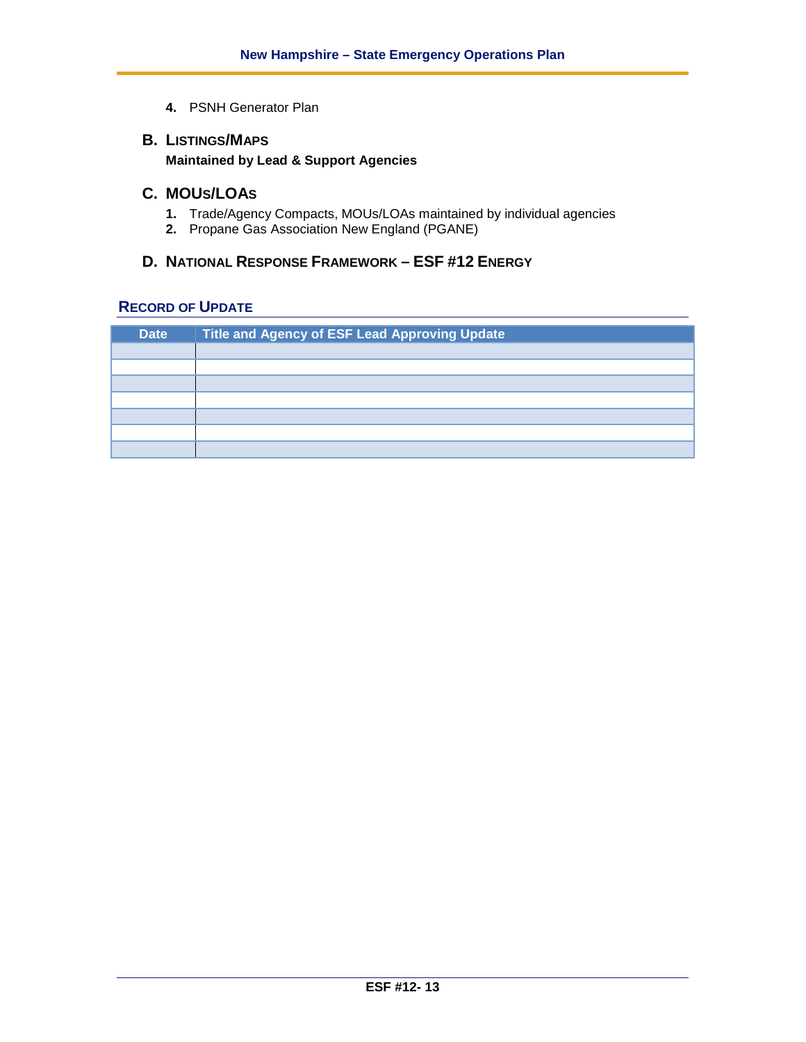4. PSNH Generator Plan

## B. Listings/Maps

**Maintained by Lead & Support Agencies**

## C. MOUs/LOAs

1. Trade/Agency Compacts, MOUs/LOAs maintained by individual agencies
2. Propane Gas Association New England (PGANE)

## D. National Response Framework – ESF #12 Energy

## Record of Update

| Date | Title and Agency of ESF Lead Approving Update |
|---|---|
| | |
| | |
| | |
| | |
| | |
| | |
| | |